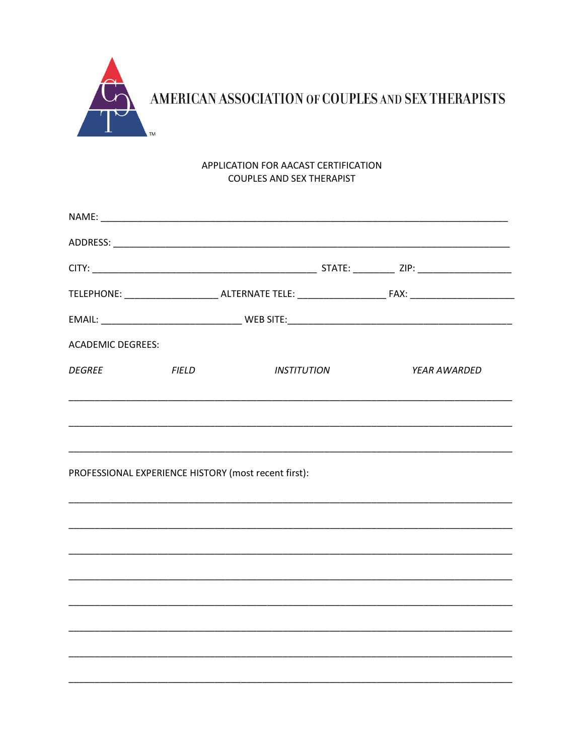# AMERICAN ASSOCIATION OF COUPLES AND SEX THERAPISTS

## APPLICATION FOR AACAST CERTIFICATION
## COUPLES AND SEX THERAPIST

NAME: ____________________________________________________________________________

ADDRESS: __________________________________________________________________________

CITY: __________________________________________ STATE: ________ ZIP: __________________

TELEPHONE: __________________ ALTERNATE TELE: ________________ FAX: ____________________

EMAIL: ___________________________ WEB SITE:__________________________________________

ACADEMIC DEGREES:

| *DEGREE* | *FIELD* | *INSTITUTION* | *YEAR AWARDED* |
|---|---|---|---|
| | | | |
| | | | |
| | | | |

PROFESSIONAL EXPERIENCE HISTORY (most recent first):

____________________________________________________________________________________

____________________________________________________________________________________

____________________________________________________________________________________

____________________________________________________________________________________

____________________________________________________________________________________

____________________________________________________________________________________

____________________________________________________________________________________

____________________________________________________________________________________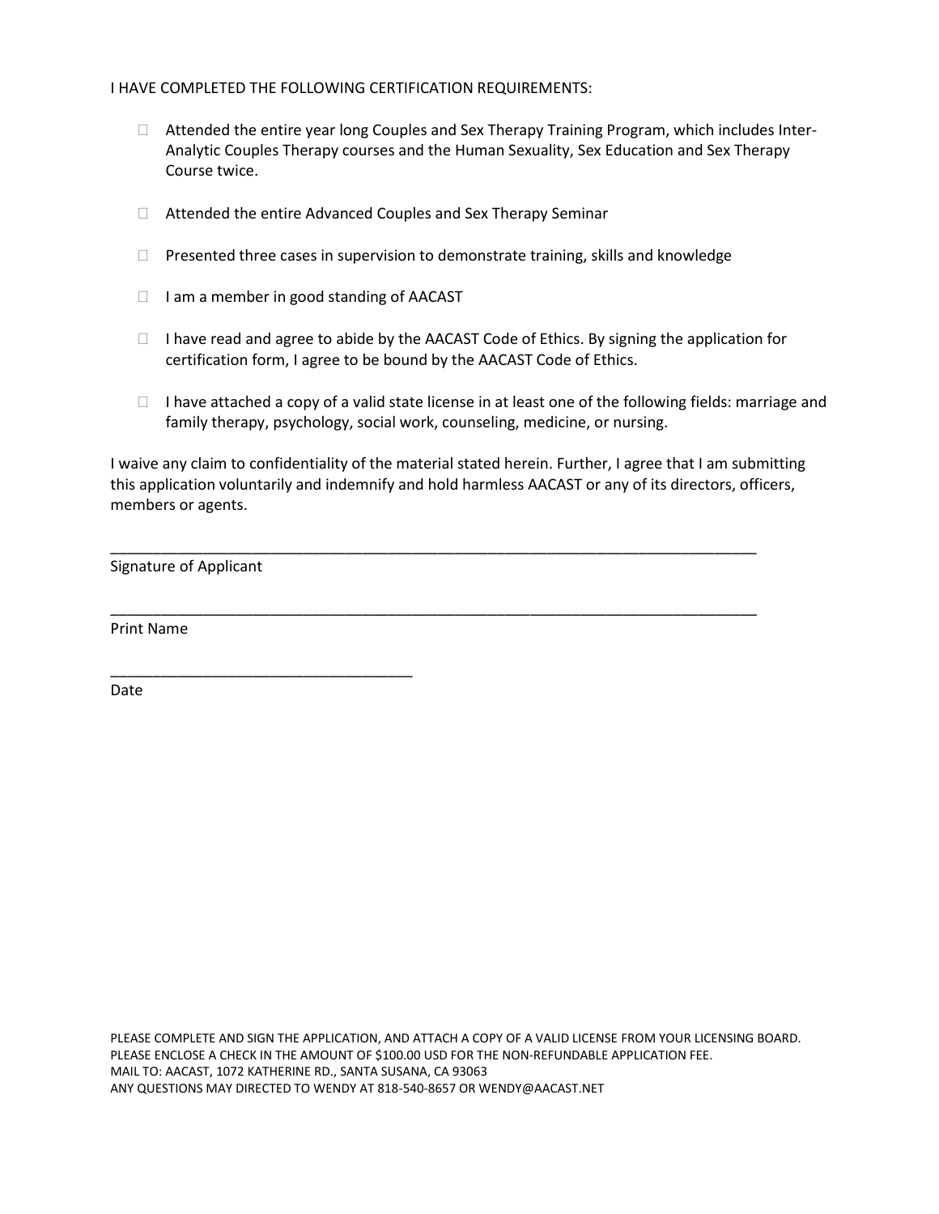I HAVE COMPLETED THE FOLLOWING CERTIFICATION REQUIREMENTS:

- ☐ Attended the entire year long Couples and Sex Therapy Training Program, which includes Inter-Analytic Couples Therapy courses and the Human Sexuality, Sex Education and Sex Therapy Course twice.
- ☐ Attended the entire Advanced Couples and Sex Therapy Seminar
- ☐ Presented three cases in supervision to demonstrate training, skills and knowledge
- ☐ I am a member in good standing of AACAST
- ☐ I have read and agree to abide by the AACAST Code of Ethics. By signing the application for certification form, I agree to be bound by the AACAST Code of Ethics.
- ☐ I have attached a copy of a valid state license in at least one of the following fields: marriage and family therapy, psychology, social work, counseling, medicine, or nursing.

I waive any claim to confidentiality of the material stated herein. Further, I agree that I am submitting this application voluntarily and indemnify and hold harmless AACAST or any of its directors, officers, members or agents.

\_\_\_\_\_\_\_\_\_\_\_\_\_\_\_\_\_\_\_\_\_\_\_\_\_\_\_\_\_\_\_\_\_\_\_\_\_\_\_\_\_\_\_\_\_\_\_\_\_\_\_\_\_\_\_\_\_\_\_\_\_\_\_\_\_\_\_\_\_\_\_\_\_\_\_\_

Signature of Applicant

\_\_\_\_\_\_\_\_\_\_\_\_\_\_\_\_\_\_\_\_\_\_\_\_\_\_\_\_\_\_\_\_\_\_\_\_\_\_\_\_\_\_\_\_\_\_\_\_\_\_\_\_\_\_\_\_\_\_\_\_\_\_\_\_\_\_\_\_\_\_\_\_\_\_\_\_

Print Name

\_\_\_\_\_\_\_\_\_\_\_\_\_\_\_\_\_\_\_\_\_\_\_\_\_\_\_\_\_\_\_\_\_\_\_\_

Date

PLEASE COMPLETE AND SIGN THE APPLICATION, AND ATTACH A COPY OF A VALID LICENSE FROM YOUR LICENSING BOARD.
PLEASE ENCLOSE A CHECK IN THE AMOUNT OF $100.00 USD FOR THE NON-REFUNDABLE APPLICATION FEE.
MAIL TO: AACAST, 1072 KATHERINE RD., SANTA SUSANA, CA 93063
ANY QUESTIONS MAY DIRECTED TO WENDY AT 818-540-8657 OR WENDY@AACAST.NET